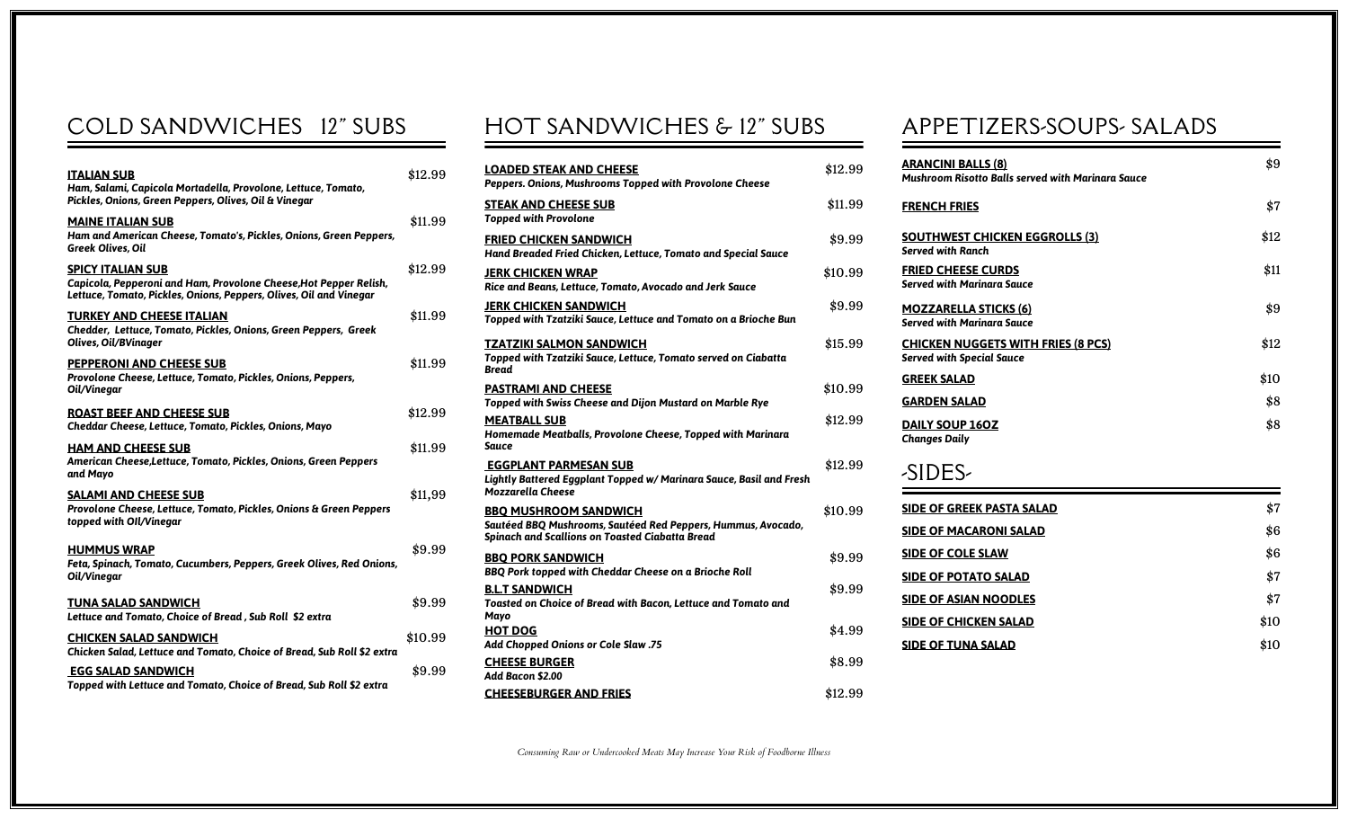## COLD SANDWICHES 12" SUBS

**ITALIAN SUB** $12.99
*Ham, Salami, Capicola Mortadella, Provolone, Lettuce, Tomato, Pickles, Onions, Green Peppers, Olives, Oil & Vinegar*

**MAINE ITALIAN SUB** $11.99
*Ham and American Cheese, Tomato's, Pickles, Onions, Green Peppers, Greek Olives, Oil*

**SPICY ITALIAN SUB** $12.99
*Capicola, Pepperoni and Ham, Provolone Cheese,Hot Pepper Relish, Lettuce, Tomato, Pickles, Onions, Peppers, Olives, Oil and Vinegar*

**TURKEY AND CHEESE ITALIAN** $11.99
*Chedder, Lettuce, Tomato, Pickles, Onions, Green Peppers, Greek Olives, Oil/BVinager*

**PEPPERONI AND CHEESE SUB** $11.99
*Provolone Cheese, Lettuce, Tomato, Pickles, Onions, Peppers, Oil/Vinegar*

**ROAST BEEF AND CHEESE SUB** $12.99
*Cheddar Cheese, Lettuce, Tomato, Pickles, Onions, Mayo*

**HAM AND CHEESE SUB** $11.99
*American Cheese,Lettuce, Tomato, Pickles, Onions, Green Peppers and Mayo*

**SALAMI AND CHEESE SUB** $11,99
*Provolone Cheese, Lettuce, Tomato, Pickles, Onions & Green Peppers topped with OIl/Vinegar*

**HUMMUS WRAP** $9.99
*Feta, Spinach, Tomato, Cucumbers, Peppers, Greek Olives, Red Onions, Oil/Vinegar*

**TUNA SALAD SANDWICH** $9.99
*Lettuce and Tomato, Choice of Bread , Sub Roll $2 extra*

**CHICKEN SALAD SANDWICH** $10.99
*Chicken Salad, Lettuce and Tomato, Choice of Bread, Sub Roll $2 extra*

**EGG SALAD SANDWICH** $9.99
*Topped with Lettuce and Tomato, Choice of Bread, Sub Roll $2 extra*

## HOT SANDWICHES & 12" SUBS

**LOADED STEAK AND CHEESE** $12.99
*Peppers. Onions, Mushrooms Topped with Provolone Cheese*

**STEAK AND CHEESE SUB** $11.99
*Topped with Provolone*

**FRIED CHICKEN SANDWICH** $9.99
*Hand Breaded Fried Chicken, Lettuce, Tomato and Special Sauce*

**JERK CHICKEN WRAP** $10.99
*Rice and Beans, Lettuce, Tomato, Avocado and Jerk Sauce*

**JERK CHICKEN SANDWICH** $9.99
*Topped with Tzatziki Sauce, Lettuce and Tomato on a Brioche Bun*

**TZATZIKI SALMON SANDWICH** $15.99
*Topped with Tzatziki Sauce, Lettuce, Tomato served on Ciabatta Bread*

**PASTRAMI AND CHEESE** $10.99
*Topped with Swiss Cheese and Dijon Mustard on Marble Rye*

**MEATBALL SUB** $12.99
*Homemade Meatballs, Provolone Cheese, Topped with Marinara Sauce*

**EGGPLANT PARMESAN SUB** $12.99
*Lightly Battered Eggplant Topped w/ Marinara Sauce, Basil and Fresh Mozzarella Cheese*

**BBQ MUSHROOM SANDWICH** $10.99
*Sautéed BBQ Mushrooms, Sautéed Red Peppers, Hummus, Avocado, Spinach and Scallions on Toasted Ciabatta Bread*

**BBQ PORK SANDWICH** $9.99
*BBQ Pork topped with Cheddar Cheese on a Brioche Roll*

**B.L.T SANDWICH** $9.99
*Toasted on Choice of Bread with Bacon, Lettuce and Tomato and Mayo*

**HOT DOG** $4.99
*Add Chopped Onions or Cole Slaw .75*

**CHEESE BURGER** $8.99
*Add Bacon $2.00*

**CHEESEBURGER AND FRIES** $12.99

## APPETIZERS-SOUPS- SALADS

**ARANCINI BALLS (8)** $9
*Mushroom Risotto Balls served with Marinara Sauce*

**FRENCH FRIES** $7

**SOUTHWEST CHICKEN EGGROLLS (3)** $12
*Served with Ranch*

**FRIED CHEESE CURDS** $11
*Served with Marinara Sauce*

**MOZZARELLA STICKS (6)** $9
*Served with Marinara Sauce*

**CHICKEN NUGGETS WITH FRIES (8 PCS)** $12
*Served with Special Sauce*

**GREEK SALAD** $10

**GARDEN SALAD** $8

**DAILY SOUP 16OZ** $8
*Changes Daily*

## -SIDES-

**SIDE OF GREEK PASTA SALAD** $7

**SIDE OF MACARONI SALAD** $6

**SIDE OF COLE SLAW** $6

**SIDE OF POTATO SALAD** $7

**SIDE OF ASIAN NOODLES** $7

**SIDE OF CHICKEN SALAD** $10

**SIDE OF TUNA SALAD** $10

*Consuming Raw or Undercooked Meats May Increase Your Risk of Foodborne Illness*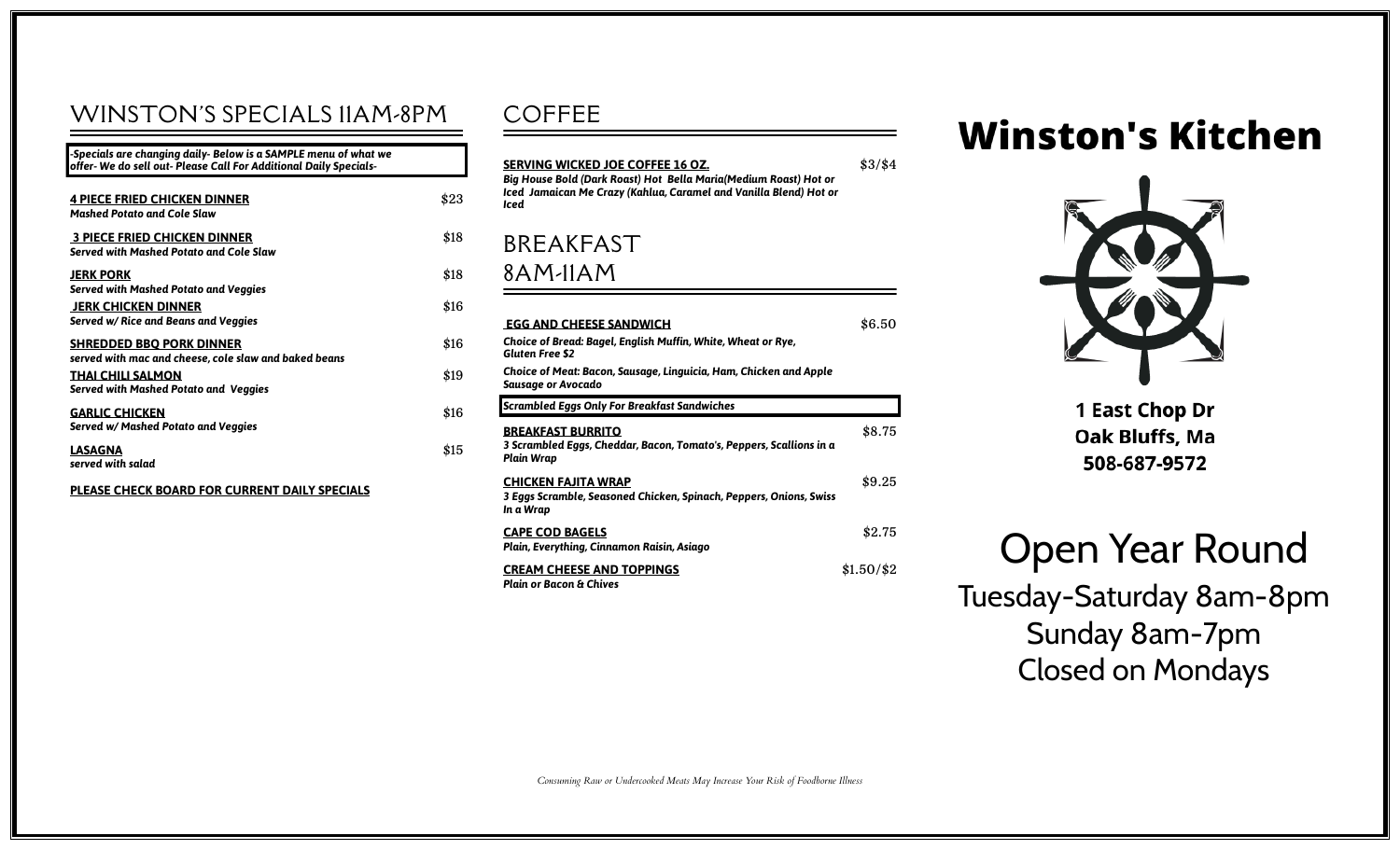# WINSTON'S SPECIALS 11AM-8PM

*-Specials are changing daily- Below is a SAMPLE menu of what we offer- We do sell out- Please Call For Additional Daily Specials-*

**4 PIECE FRIED CHICKEN DINNER** $23
*Mashed Potato and Cole Slaw*

**3 PIECE FRIED CHICKEN DINNER** $18
*Served with Mashed Potato and Cole Slaw*

**JERK PORK** $18
*Served with Mashed Potato and Veggies*

**JERK CHICKEN DINNER** $16
*Served w/ Rice and Beans and Veggies*

**SHREDDED BBQ PORK DINNER** $16
*served with mac and cheese, cole slaw and baked beans*

**THAI CHILI SALMON** $19
*Served with Mashed Potato and Veggies*

**GARLIC CHICKEN** $16
*Served w/ Mashed Potato and Veggies*

**LASAGNA** $15
*served with salad*

**PLEASE CHECK BOARD FOR CURRENT DAILY SPECIALS**

# COFFEE

**SERVING WICKED JOE COFFEE 16 OZ.** $3/$4
*Big House Bold (Dark Roast) Hot Bella Maria(Medium Roast) Hot or Iced Jamaican Me Crazy (Kahlua, Caramel and Vanilla Blend) Hot or Iced*

# BREAKFAST 8AM-11AM

**EGG AND CHEESE SANDWICH** $6.50
*Choice of Bread: Bagel, English Muffin, White, Wheat or Rye, Gluten Free $2*
*Choice of Meat: Bacon, Sausage, Linguicia, Ham, Chicken and Apple Sausage or Avocado*

*Scrambled Eggs Only For Breakfast Sandwiches*

**BREAKFAST BURRITO** $8.75
*3 Scrambled Eggs, Cheddar, Bacon, Tomato's, Peppers, Scallions in a Plain Wrap*

**CHICKEN FAJITA WRAP** $9.25
*3 Eggs Scramble, Seasoned Chicken, Spinach, Peppers, Onions, Swiss In a Wrap*

**CAPE COD BAGELS** $2.75
*Plain, Everything, Cinnamon Raisin, Asiago*

**CREAM CHEESE AND TOPPINGS** $1.50/$2
*Plain or Bacon & Chives*

# Winston's Kitchen

**1 East Chop Dr**
**Oak Bluffs, Ma**
**508-687-9572**

## Open Year Round

Tuesday-Saturday 8am-8pm
Sunday 8am-7pm
Closed on Mondays

*Consuming Raw or Undercooked Meats May Increase Your Risk of Foodborne Illness*